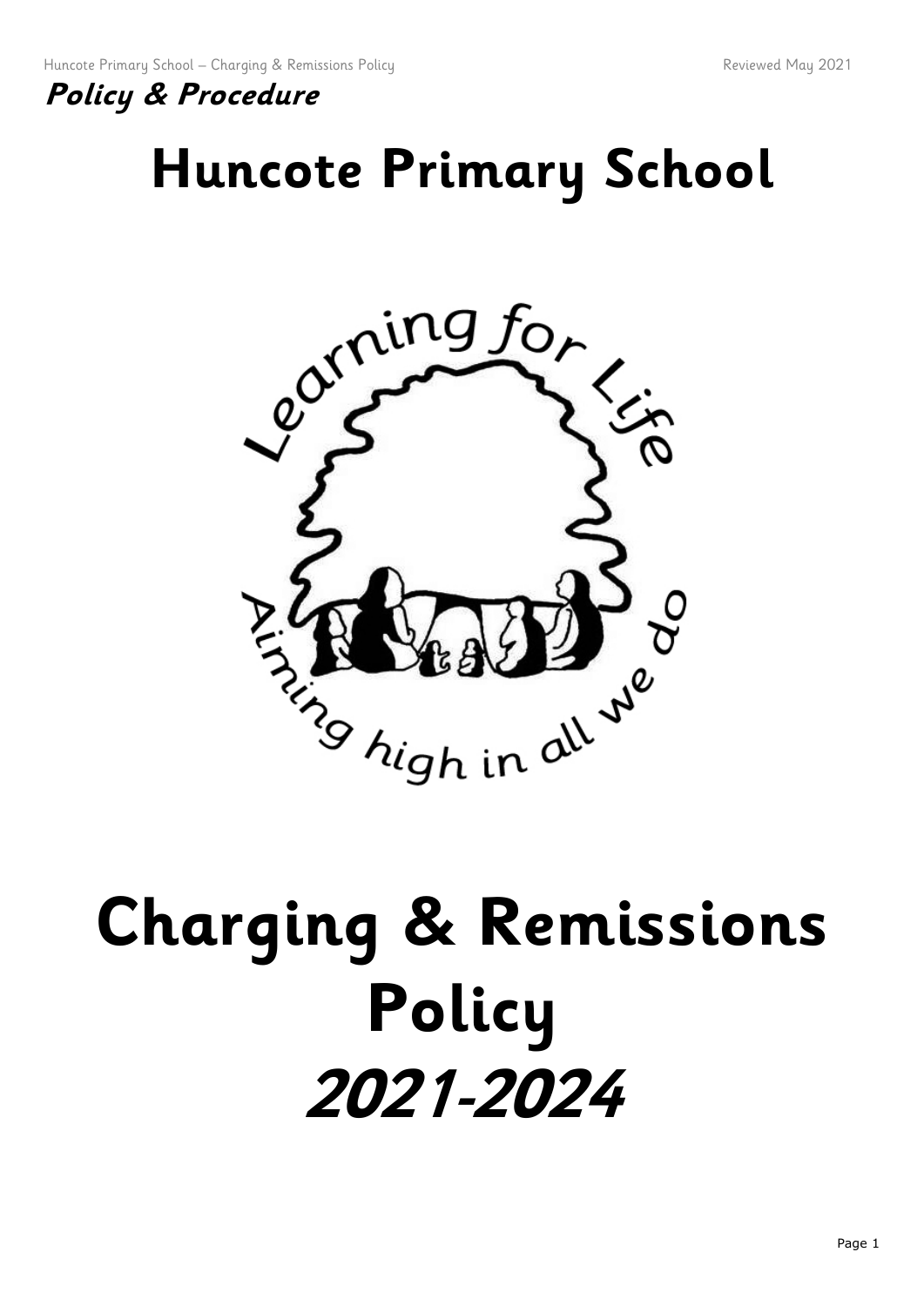**Policy & Procedure**

# Huncote Primary School

# Charging & Remissions Policy

# ***2021-2024***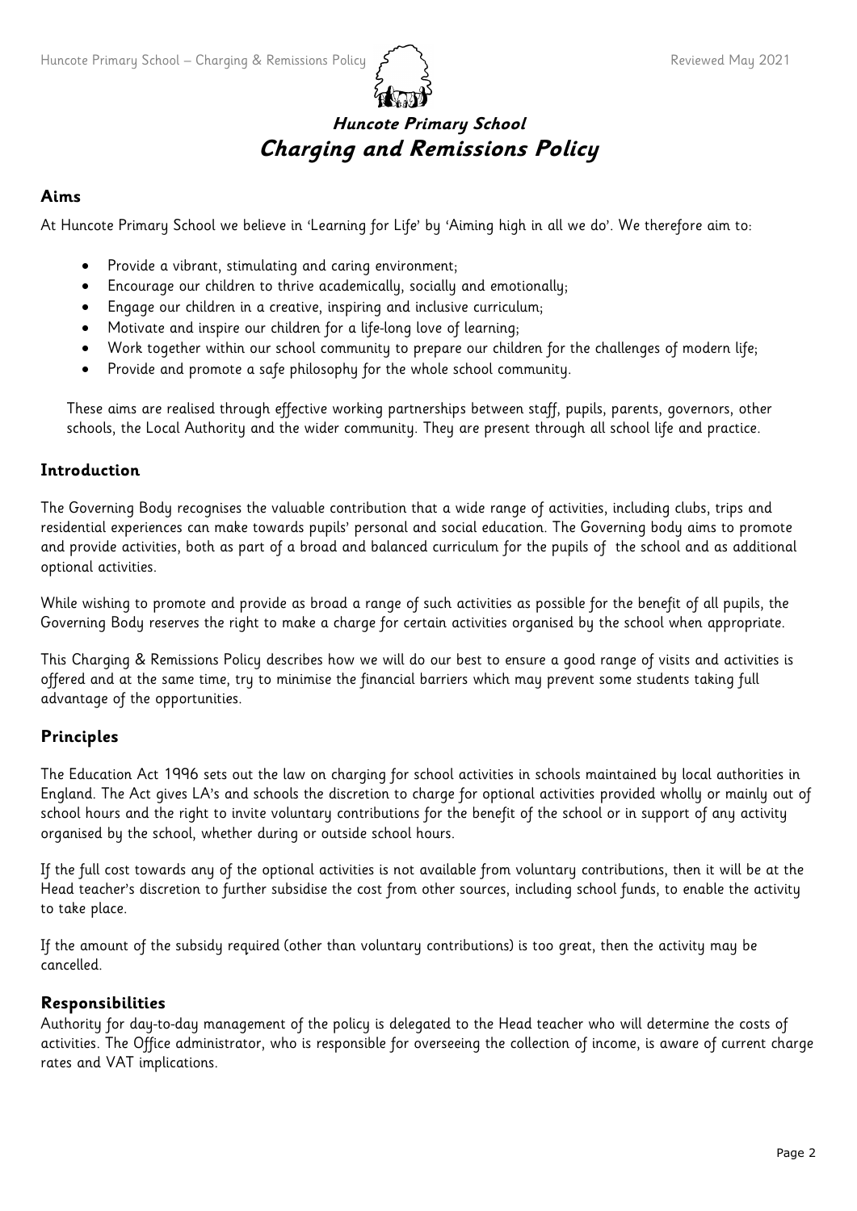# Huncote Primary School
# Charging and Remissions Policy

## Aims

At Huncote Primary School we believe in 'Learning for Life' by 'Aiming high in all we do'. We therefore aim to:

- Provide a vibrant, stimulating and caring environment;
- Encourage our children to thrive academically, socially and emotionally;
- Engage our children in a creative, inspiring and inclusive curriculum;
- Motivate and inspire our children for a life-long love of learning;
- Work together within our school community to prepare our children for the challenges of modern life;
- Provide and promote a safe philosophy for the whole school community.

These aims are realised through effective working partnerships between staff, pupils, parents, governors, other schools, the Local Authority and the wider community. They are present through all school life and practice.

## Introduction

The Governing Body recognises the valuable contribution that a wide range of activities, including clubs, trips and residential experiences can make towards pupils' personal and social education. The Governing body aims to promote and provide activities, both as part of a broad and balanced curriculum for the pupils of the school and as additional optional activities.

While wishing to promote and provide as broad a range of such activities as possible for the benefit of all pupils, the Governing Body reserves the right to make a charge for certain activities organised by the school when appropriate.

This Charging & Remissions Policy describes how we will do our best to ensure a good range of visits and activities is offered and at the same time, try to minimise the financial barriers which may prevent some students taking full advantage of the opportunities.

## Principles

The Education Act 1996 sets out the law on charging for school activities in schools maintained by local authorities in England. The Act gives LA's and schools the discretion to charge for optional activities provided wholly or mainly out of school hours and the right to invite voluntary contributions for the benefit of the school or in support of any activity organised by the school, whether during or outside school hours.

If the full cost towards any of the optional activities is not available from voluntary contributions, then it will be at the Head teacher's discretion to further subsidise the cost from other sources, including school funds, to enable the activity to take place.

If the amount of the subsidy required (other than voluntary contributions) is too great, then the activity may be cancelled.

## Responsibilities

Authority for day-to-day management of the policy is delegated to the Head teacher who will determine the costs of activities. The Office administrator, who is responsible for overseeing the collection of income, is aware of current charge rates and VAT implications.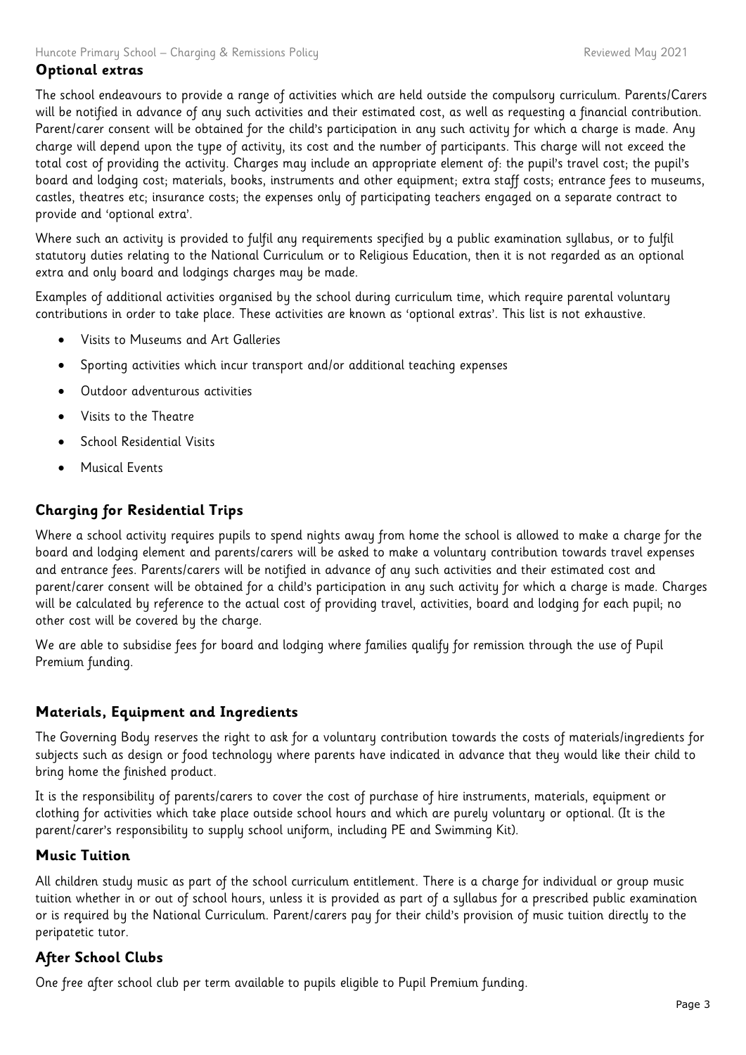## Optional extras

The school endeavours to provide a range of activities which are held outside the compulsory curriculum. Parents/Carers will be notified in advance of any such activities and their estimated cost, as well as requesting a financial contribution. Parent/carer consent will be obtained for the child's participation in any such activity for which a charge is made. Any charge will depend upon the type of activity, its cost and the number of participants. This charge will not exceed the total cost of providing the activity. Charges may include an appropriate element of: the pupil's travel cost; the pupil's board and lodging cost; materials, books, instruments and other equipment; extra staff costs; entrance fees to museums, castles, theatres etc; insurance costs; the expenses only of participating teachers engaged on a separate contract to provide and 'optional extra'.

Where such an activity is provided to fulfil any requirements specified by a public examination syllabus, or to fulfil statutory duties relating to the National Curriculum or to Religious Education, then it is not regarded as an optional extra and only board and lodgings charges may be made.

Examples of additional activities organised by the school during curriculum time, which require parental voluntary contributions in order to take place. These activities are known as 'optional extras'. This list is not exhaustive.

- Visits to Museums and Art Galleries
- Sporting activities which incur transport and/or additional teaching expenses
- Outdoor adventurous activities
- Visits to the Theatre
- School Residential Visits
- Musical Events

## Charging for Residential Trips

Where a school activity requires pupils to spend nights away from home the school is allowed to make a charge for the board and lodging element and parents/carers will be asked to make a voluntary contribution towards travel expenses and entrance fees. Parents/carers will be notified in advance of any such activities and their estimated cost and parent/carer consent will be obtained for a child's participation in any such activity for which a charge is made. Charges will be calculated by reference to the actual cost of providing travel, activities, board and lodging for each pupil; no other cost will be covered by the charge.

We are able to subsidise fees for board and lodging where families qualify for remission through the use of Pupil Premium funding.

## Materials, Equipment and Ingredients

The Governing Body reserves the right to ask for a voluntary contribution towards the costs of materials/ingredients for subjects such as design or food technology where parents have indicated in advance that they would like their child to bring home the finished product.

It is the responsibility of parents/carers to cover the cost of purchase of hire instruments, materials, equipment or clothing for activities which take place outside school hours and which are purely voluntary or optional. (It is the parent/carer's responsibility to supply school uniform, including PE and Swimming Kit).

## Music Tuition

All children study music as part of the school curriculum entitlement. There is a charge for individual or group music tuition whether in or out of school hours, unless it is provided as part of a syllabus for a prescribed public examination or is required by the National Curriculum. Parent/carers pay for their child's provision of music tuition directly to the peripatetic tutor.

## After School Clubs

One free after school club per term available to pupils eligible to Pupil Premium funding.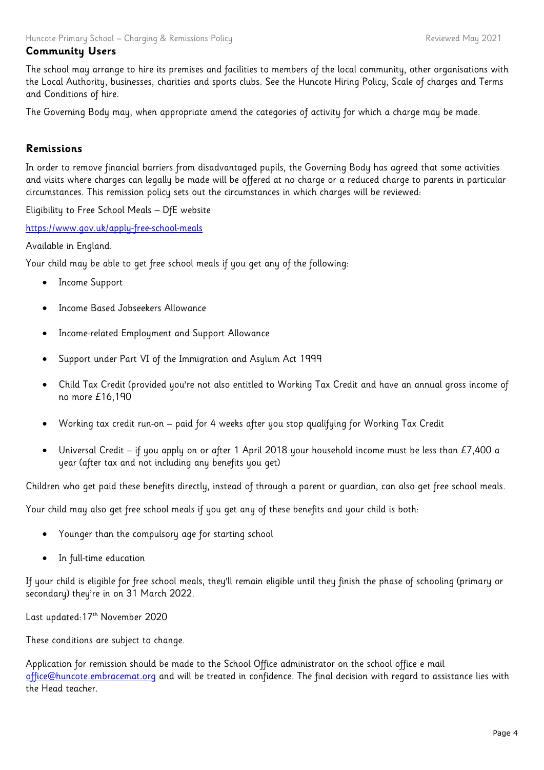## Community Users

The school may arrange to hire its premises and facilities to members of the local community, other organisations with the Local Authority, businesses, charities and sports clubs. See the Huncote Hiring Policy, Scale of charges and Terms and Conditions of hire.

The Governing Body may, when appropriate amend the categories of activity for which a charge may be made.

## Remissions

In order to remove financial barriers from disadvantaged pupils, the Governing Body has agreed that some activities and visits where charges can legally be made will be offered at no charge or a reduced charge to parents in particular circumstances. This remission policy sets out the circumstances in which charges will be reviewed:

Eligibility to Free School Meals – DfE website

https://www.gov.uk/apply-free-school-meals

Available in England.

Your child may be able to get free school meals if you get any of the following:

- Income Support
- Income Based Jobseekers Allowance
- Income-related Employment and Support Allowance
- Support under Part VI of the Immigration and Asylum Act 1999
- Child Tax Credit (provided you're not also entitled to Working Tax Credit and have an annual gross income of no more £16,190
- Working tax credit run-on – paid for 4 weeks after you stop qualifying for Working Tax Credit
- Universal Credit – if you apply on or after 1 April 2018 your household income must be less than £7,400 a year (after tax and not including any benefits you get)

Children who get paid these benefits directly, instead of through a parent or guardian, can also get free school meals.

Your child may also get free school meals if you get any of these benefits and your child is both:

- Younger than the compulsory age for starting school
- In full-time education

If your child is eligible for free school meals, they'll remain eligible until they finish the phase of schooling (primary or secondary) they're in on 31 March 2022.

Last updated: 17th November 2020

These conditions are subject to change.

Application for remission should be made to the School Office administrator on the school office e mail office@huncote.embracemat.org and will be treated in confidence. The final decision with regard to assistance lies with the Head teacher.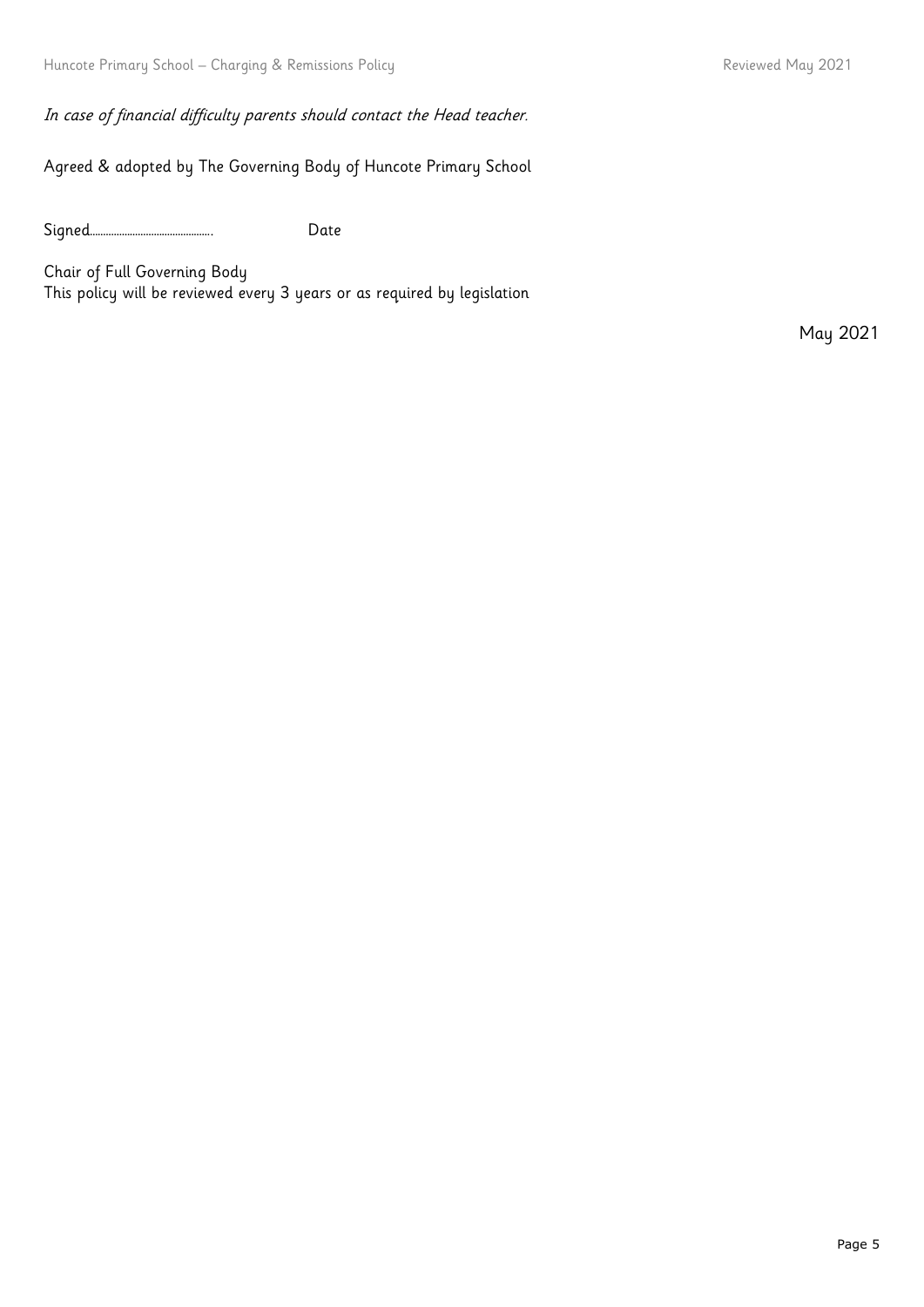*In case of financial difficulty parents should contact the Head teacher.*

Agreed & adopted by The Governing Body of Huncote Primary School

Signed.......................................... Date

Chair of Full Governing Body
This policy will be reviewed every 3 years or as required by legislation

May 2021